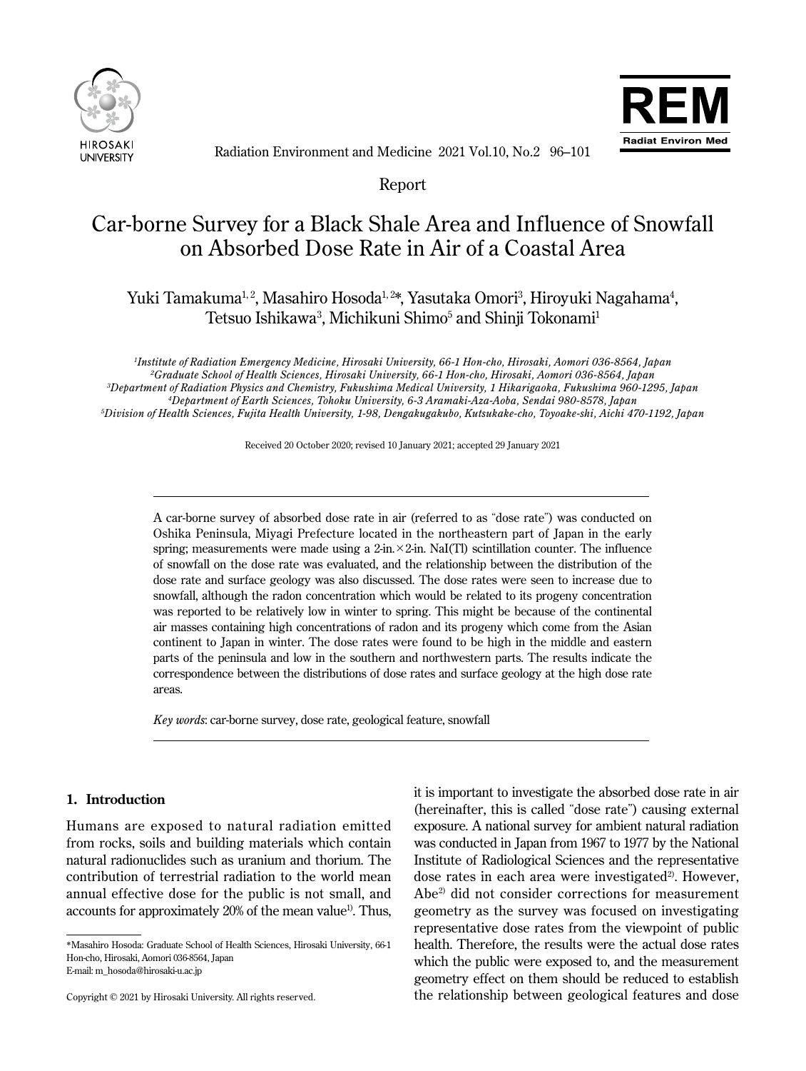Report

# Car-borne Survey for a Black Shale Area and Influence of Snowfall on Absorbed Dose Rate in Air of a Coastal Area

Yuki Tamakuma[1,2], Masahiro Hosoda[1,2]*, Yasutaka Omori[3], Hiroyuki Nagahama[4], Tetsuo Ishikawa[3], Michikuni Shimo[5] and Shinji Tokonami[1]

*[1]Institute of Radiation Emergency Medicine, Hirosaki University, 66-1 Hon-cho, Hirosaki, Aomori 036-8564, Japan*
*[2]Graduate School of Health Sciences, Hirosaki University, 66-1 Hon-cho, Hirosaki, Aomori 036-8564, Japan*
*[3]Department of Radiation Physics and Chemistry, Fukushima Medical University, 1 Hikarigaoka, Fukushima 960-1295, Japan*
*[4]Department of Earth Sciences, Tohoku University, 6-3 Aramaki-Aza-Aoba, Sendai 980-8578, Japan*
*[5]Division of Health Sciences, Fujita Health University, 1-98, Dengakugakubo, Kutsukake-cho, Toyoake-shi, Aichi 470-1192, Japan*

Received 20 October 2020; revised 10 January 2021; accepted 29 January 2021

A car-borne survey of absorbed dose rate in air (referred to as "dose rate") was conducted on Oshika Peninsula, Miyagi Prefecture located in the northeastern part of Japan in the early spring; measurements were made using a 2-in.×2-in. NaI(Tl) scintillation counter. The influence of snowfall on the dose rate was evaluated, and the relationship between the distribution of the dose rate and surface geology was also discussed. The dose rates were seen to increase due to snowfall, although the radon concentration which would be related to its progeny concentration was reported to be relatively low in winter to spring. This might be because of the continental air masses containing high concentrations of radon and its progeny which come from the Asian continent to Japan in winter. The dose rates were found to be high in the middle and eastern parts of the peninsula and low in the southern and northwestern parts. The results indicate the correspondence between the distributions of dose rates and surface geology at the high dose rate areas.

*Key words*: car-borne survey, dose rate, geological feature, snowfall

## 1. Introduction

Humans are exposed to natural radiation emitted from rocks, soils and building materials which contain natural radionuclides such as uranium and thorium. The contribution of terrestrial radiation to the world mean annual effective dose for the public is not small, and accounts for approximately 20% of the mean value[1]. Thus, it is important to investigate the absorbed dose rate in air (hereinafter, this is called "dose rate") causing external exposure. A national survey for ambient natural radiation was conducted in Japan from 1967 to 1977 by the National Institute of Radiological Sciences and the representative dose rates in each area were investigated[2]. However, Abe[2] did not consider corrections for measurement geometry as the survey was focused on investigating representative dose rates from the viewpoint of public health. Therefore, the results were the actual dose rates which the public were exposed to, and the measurement geometry effect on them should be reduced to establish the relationship between geological features and dose

*Masahiro Hosoda: Graduate School of Health Sciences, Hirosaki University, 66-1 Hon-cho, Hirosaki, Aomori 036-8564, Japan
E-mail: m_hosoda@hirosaki-u.ac.jp

Copyright © 2021 by Hirosaki University. All rights reserved.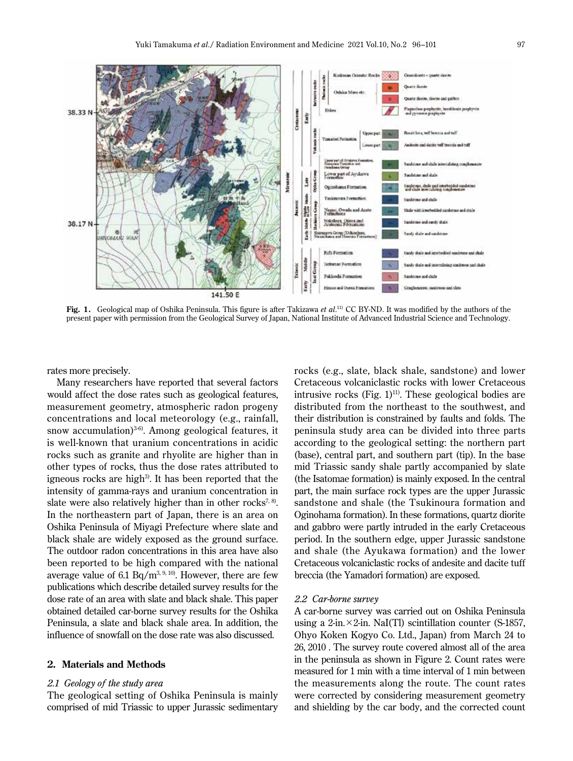Fig. 1. Geological map of Oshika Peninsula. This figure is after Takizawa *et al.*[11] CC BY-ND. It was modified by the authors of the present paper with permission from the Geological Survey of Japan, National Institute of Advanced Industrial Science and Technology.

rates more precisely.

Many researchers have reported that several factors would affect the dose rates such as geological features, measurement geometry, atmospheric radon progeny concentrations and local meteorology (e.g., rainfall, snow accumulation)[3-6]. Among geological features, it is well-known that uranium concentrations in acidic rocks such as granite and rhyolite are higher than in other types of rocks, thus the dose rates attributed to igneous rocks are high[3]. It has been reported that the intensity of gamma-rays and uranium concentration in slate were also relatively higher than in other rocks[7, 8]. In the northeastern part of Japan, there is an area on Oshika Peninsula of Miyagi Prefecture where slate and black shale are widely exposed as the ground surface. The outdoor radon concentrations in this area have also been reported to be high compared with the national average value of 6.1 Bq/m$^3$[3, 9, 10]. However, there are few publications which describe detailed survey results for the dose rate of an area with slate and black shale. This paper obtained detailed car-borne survey results for the Oshika Peninsula, a slate and black shale area. In addition, the influence of snowfall on the dose rate was also discussed.

## 2. Materials and Methods

### 2.1 Geology of the study area

The geological setting of Oshika Peninsula is mainly comprised of mid Triassic to upper Jurassic sedimentary rocks (e.g., slate, black shale, sandstone) and lower Cretaceous volcaniclastic rocks with lower Cretaceous intrusive rocks (Fig. 1)[11]. These geological bodies are distributed from the northeast to the southwest, and their distribution is constrained by faults and folds. The peninsula study area can be divided into three parts according to the geological setting: the northern part (base), central part, and southern part (tip). In the base mid Triassic sandy shale partly accompanied by slate (the Isatomae formation) is mainly exposed. In the central part, the main surface rock types are the upper Jurassic sandstone and shale (the Tsukinoura formation and Oginohama formation). In these formations, quartz diorite and gabbro were partly intruded in the early Cretaceous period. In the southern edge, upper Jurassic sandstone and shale (the Ayukawa formation) and the lower Cretaceous volcaniclastic rocks of andesite and dacite tuff breccia (the Yamadori formation) are exposed.

### 2.2 Car-borne survey

A car-borne survey was carried out on Oshika Peninsula using a 2-in.×2-in. NaI(Tl) scintillation counter (S-1857, Ohyo Koken Kogyo Co. Ltd., Japan) from March 24 to 26, 2010 . The survey route covered almost all of the area in the peninsula as shown in Figure 2. Count rates were measured for 1 min with a time interval of 1 min between the measurements along the route. The count rates were corrected by considering measurement geometry and shielding by the car body, and the corrected count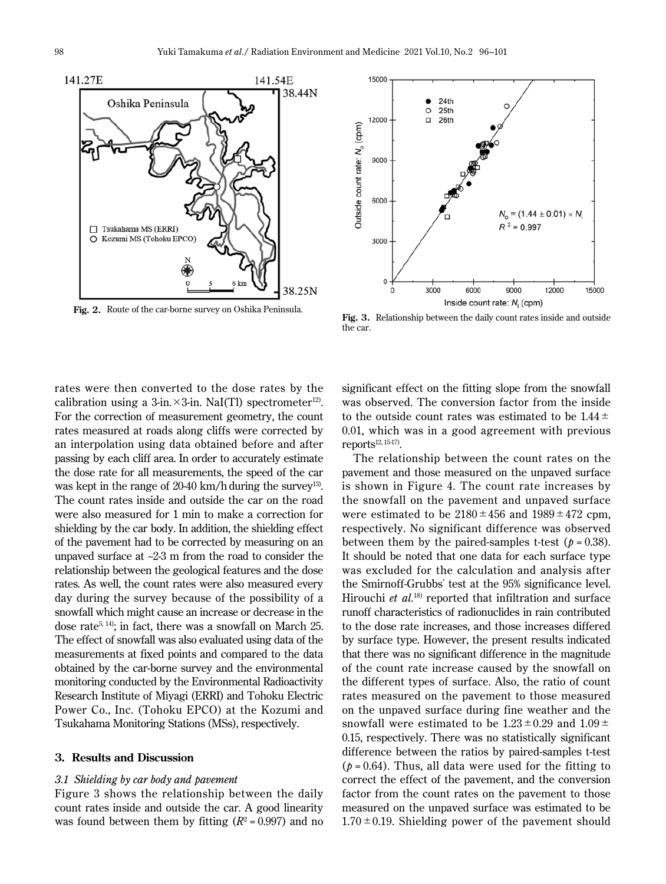Fig. 2. Route of the car-borne survey on Oshika Peninsula.

Fig. 3. Relationship between the daily count rates inside and outside the car.

rates were then converted to the dose rates by the calibration using a 3-in.×3-in. NaI(Tl) spectrometer[12]. For the correction of measurement geometry, the count rates measured at roads along cliffs were corrected by an interpolation using data obtained before and after passing by each cliff area. In order to accurately estimate the dose rate for all measurements, the speed of the car was kept in the range of 20-40 km/h during the survey[13]. The count rates inside and outside the car on the road were also measured for 1 min to make a correction for shielding by the car body. In addition, the shielding effect of the pavement had to be corrected by measuring on an unpaved surface at ~2-3 m from the road to consider the relationship between the geological features and the dose rates. As well, the count rates were also measured every day during the survey because of the possibility of a snowfall which might cause an increase or decrease in the dose rate[5, 14]; in fact, there was a snowfall on March 25. The effect of snowfall was also evaluated using data of the measurements at fixed points and compared to the data obtained by the car-borne survey and the environmental monitoring conducted by the Environmental Radioactivity Research Institute of Miyagi (ERRI) and Tohoku Electric Power Co., Inc. (Tohoku EPCO) at the Kozumi and Tsukahama Monitoring Stations (MSs), respectively.

## 3. Results and Discussion

### 3.1 Shielding by car body and pavement

Figure 3 shows the relationship between the daily count rates inside and outside the car. A good linearity was found between them by fitting ($R^2 = 0.997$) and no significant effect on the fitting slope from the snowfall was observed. The conversion factor from the inside to the outside count rates was estimated to be $1.44 \pm 0.01$, which was in a good agreement with previous reports[12, 15-17].

The relationship between the count rates on the pavement and those measured on the unpaved surface is shown in Figure 4. The count rate increases by the snowfall on the pavement and unpaved surface were estimated to be $2180 \pm 456$ and $1989 \pm 472$ cpm, respectively. No significant difference was observed between them by the paired-samples t-test ($p = 0.38$). It should be noted that one data for each surface type was excluded for the calculation and analysis after the Smirnoff-Grubbs' test at the 95% significance level. Hirouchi *et al.*[18] reported that infiltration and surface runoff characteristics of radionuclides in rain contributed to the dose rate increases, and those increases differed by surface type. However, the present results indicated that there was no significant difference in the magnitude of the count rate increase caused by the snowfall on the different types of surface. Also, the ratio of count rates measured on the pavement to those measured on the unpaved surface during fine weather and the snowfall were estimated to be $1.23 \pm 0.29$ and $1.09 \pm 0.15$, respectively. There was no statistically significant difference between the ratios by paired-samples t-test ($p = 0.64$). Thus, all data were used for the fitting to correct the effect of the pavement, and the conversion factor from the count rates on the pavement to those measured on the unpaved surface was estimated to be $1.70 \pm 0.19$. Shielding power of the pavement should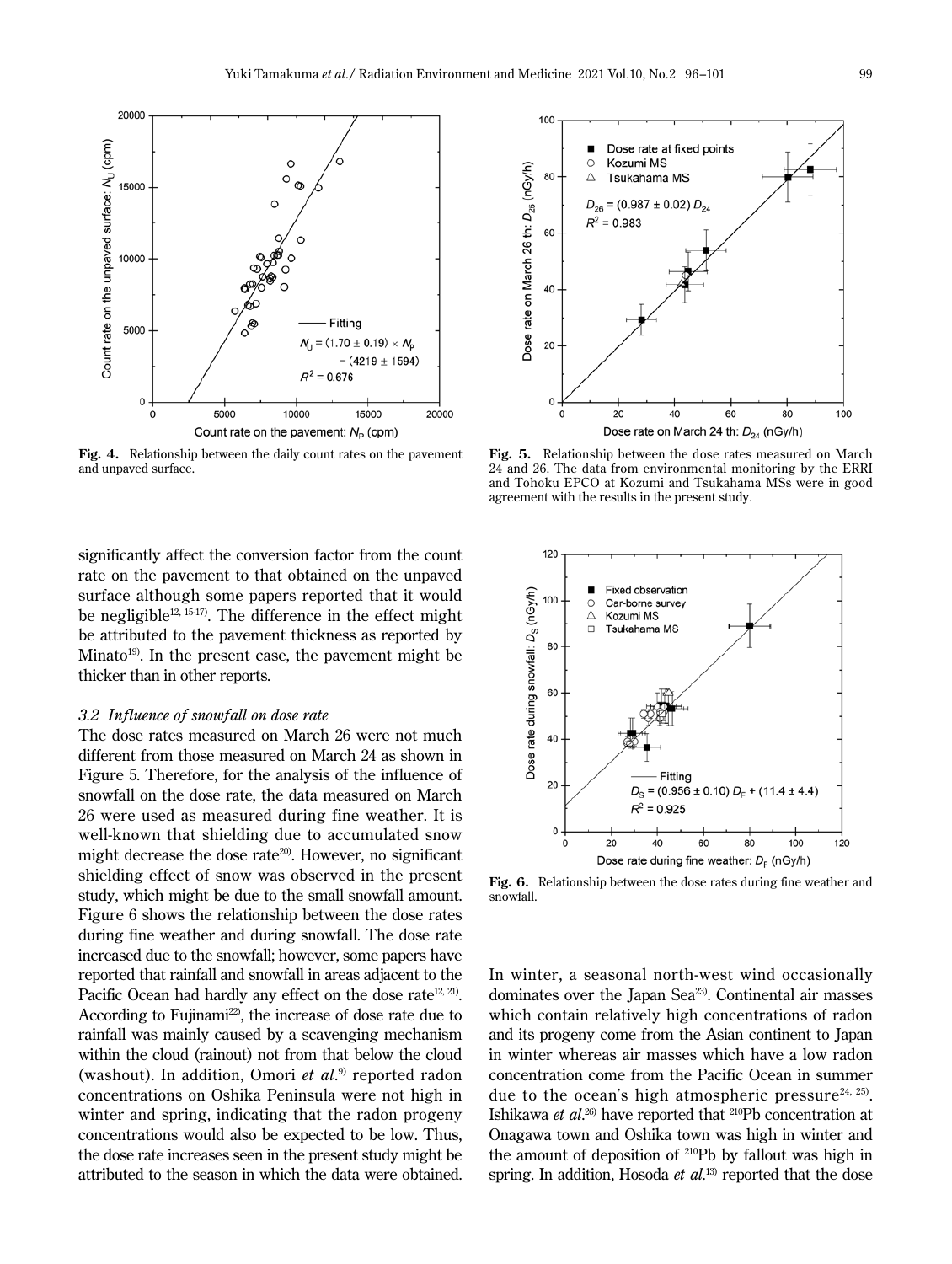**Fig. 4.** Relationship between the daily count rates on the pavement and unpaved surface.

**Fig. 5.** Relationship between the dose rates measured on March 24 and 26. The data from environmental monitoring by the ERRI and Tohoku EPCO at Kozumi and Tsukahama MSs were in good agreement with the results in the present study.

significantly affect the conversion factor from the count rate on the pavement to that obtained on the unpaved surface although some papers reported that it would be negligible[12, 15-17]. The difference in the effect might be attributed to the pavement thickness as reported by Minato[19]. In the present case, the pavement might be thicker than in other reports.

### *3.2 Influence of snowfall on dose rate*

The dose rates measured on March 26 were not much different from those measured on March 24 as shown in Figure 5. Therefore, for the analysis of the influence of snowfall on the dose rate, the data measured on March 26 were used as measured during fine weather. It is well-known that shielding due to accumulated snow might decrease the dose rate[20]. However, no significant shielding effect of snow was observed in the present study, which might be due to the small snowfall amount. Figure 6 shows the relationship between the dose rates during fine weather and during snowfall. The dose rate increased due to the snowfall; however, some papers have reported that rainfall and snowfall in areas adjacent to the Pacific Ocean had hardly any effect on the dose rate[12, 21]. According to Fujinami[22], the increase of dose rate due to rainfall was mainly caused by a scavenging mechanism within the cloud (rainout) not from that below the cloud (washout). In addition, Omori *et al.*[9] reported radon concentrations on Oshika Peninsula were not high in winter and spring, indicating that the radon progeny concentrations would also be expected to be low. Thus, the dose rate increases seen in the present study might be attributed to the season in which the data were obtained.

**Fig. 6.** Relationship between the dose rates during fine weather and snowfall.

In winter, a seasonal north-west wind occasionally dominates over the Japan Sea[23]. Continental air masses which contain relatively high concentrations of radon and its progeny come from the Asian continent to Japan in winter whereas air masses which have a low radon concentration come from the Pacific Ocean in summer due to the ocean's high atmospheric pressure[24, 25]. Ishikawa *et al.*[26] have reported that $^{210}$Pb concentration at Onagawa town and Oshika town was high in winter and the amount of deposition of $^{210}$Pb by fallout was high in spring. In addition, Hosoda *et al.*[13] reported that the dose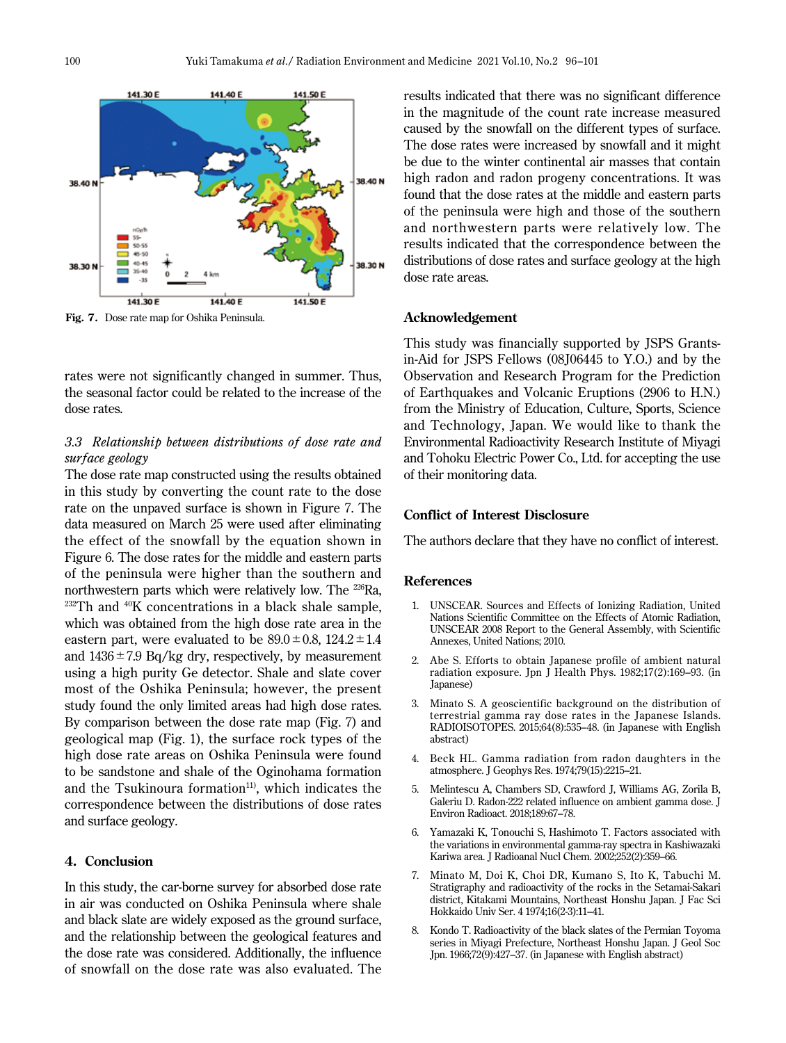Fig. 7. Dose rate map for Oshika Peninsula.

rates were not significantly changed in summer. Thus, the seasonal factor could be related to the increase of the dose rates.

### *3.3 Relationship between distributions of dose rate and surface geology*

The dose rate map constructed using the results obtained in this study by converting the count rate to the dose rate on the unpaved surface is shown in Figure 7. The data measured on March 25 were used after eliminating the effect of the snowfall by the equation shown in Figure 6. The dose rates for the middle and eastern parts of the peninsula were higher than the southern and northwestern parts which were relatively low. The $^{226}$Ra, $^{232}$Th and $^{40}$K concentrations in a black shale sample, which was obtained from the high dose rate area in the eastern part, were evaluated to be $89.0 \pm 0.8$, $124.2 \pm 1.4$ and $1436 \pm 7.9$ Bq/kg dry, respectively, by measurement using a high purity Ge detector. Shale and slate cover most of the Oshika Peninsula; however, the present study found the only limited areas had high dose rates. By comparison between the dose rate map (Fig. 7) and geological map (Fig. 1), the surface rock types of the high dose rate areas on Oshika Peninsula were found to be sandstone and shale of the Oginohama formation and the Tsukinoura formation[11], which indicates the correspondence between the distributions of dose rates and surface geology.

## 4. Conclusion

In this study, the car-borne survey for absorbed dose rate in air was conducted on Oshika Peninsula where shale and black slate are widely exposed as the ground surface, and the relationship between the geological features and the dose rate was considered. Additionally, the influence of snowfall on the dose rate was also evaluated. The results indicated that there was no significant difference in the magnitude of the count rate increase measured caused by the snowfall on the different types of surface. The dose rates were increased by snowfall and it might be due to the winter continental air masses that contain high radon and radon progeny concentrations. It was found that the dose rates at the middle and eastern parts of the peninsula were high and those of the southern and northwestern parts were relatively low. The results indicated that the correspondence between the distributions of dose rates and surface geology at the high dose rate areas.

## Acknowledgement

This study was financially supported by JSPS Grants-in-Aid for JSPS Fellows (08J06445 to Y.O.) and by the Observation and Research Program for the Prediction of Earthquakes and Volcanic Eruptions (2906 to H.N.) from the Ministry of Education, Culture, Sports, Science and Technology, Japan. We would like to thank the Environmental Radioactivity Research Institute of Miyagi and Tohoku Electric Power Co., Ltd. for accepting the use of their monitoring data.

## Conflict of Interest Disclosure

The authors declare that they have no conflict of interest.

## References

1. UNSCEAR. Sources and Effects of Ionizing Radiation, United Nations Scientific Committee on the Effects of Atomic Radiation, UNSCEAR 2008 Report to the General Assembly, with Scientific Annexes, United Nations; 2010.
2. Abe S. Efforts to obtain Japanese profile of ambient natural radiation exposure. Jpn J Health Phys. 1982;17(2):169–93. (in Japanese)
3. Minato S. A geoscientific background on the distribution of terrestrial gamma ray dose rates in the Japanese Islands. RADIOISOTOPES. 2015;64(8):535–48. (in Japanese with English abstract)
4. Beck HL. Gamma radiation from radon daughters in the atmosphere. J Geophys Res. 1974;79(15):2215–21.
5. Melintescu A, Chambers SD, Crawford J, Williams AG, Zorila B, Galeriu D. Radon-222 related influence on ambient gamma dose. J Environ Radioact. 2018;189:67–78.
6. Yamazaki K, Tonouchi S, Hashimoto T. Factors associated with the variations in environmental gamma-ray spectra in Kashiwazaki Kariwa area. J Radioanal Nucl Chem. 2002;252(2):359–66.
7. Minato M, Doi K, Choi DR, Kumano S, Ito K, Tabuchi M. Stratigraphy and radioactivity of the rocks in the Setamai-Sakari district, Kitakami Mountains, Northeast Honshu Japan. J Fac Sci Hokkaido Univ Ser. 4 1974;16(2-3):11–41.
8. Kondo T. Radioactivity of the black slates of the Permian Toyoma series in Miyagi Prefecture, Northeast Honshu Japan. J Geol Soc Jpn. 1966;72(9):427–37. (in Japanese with English abstract)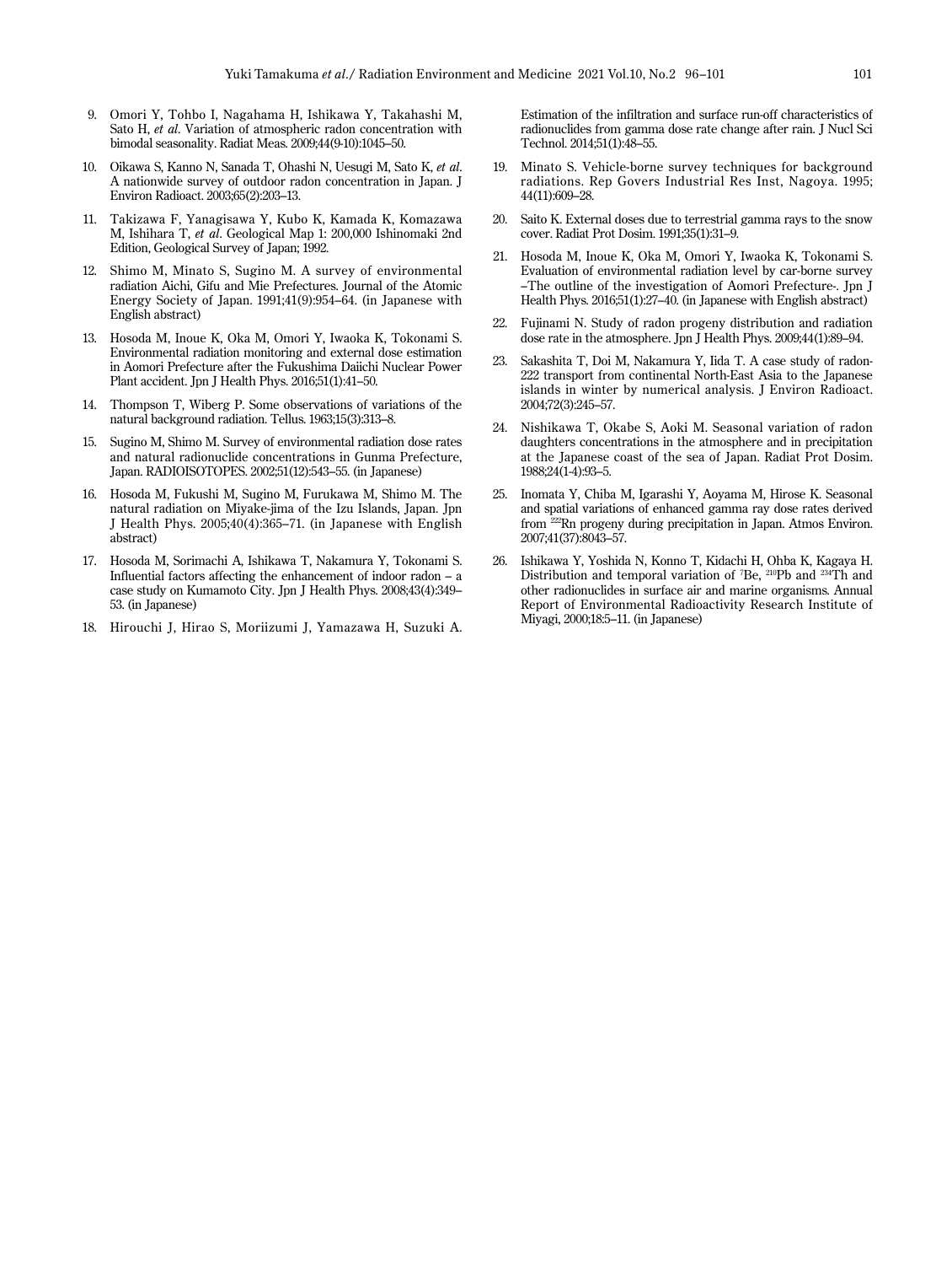9. Omori Y, Tohbo I, Nagahama H, Ishikawa Y, Takahashi M, Sato H, *et al*. Variation of atmospheric radon concentration with bimodal seasonality. Radiat Meas. 2009;44(9-10):1045–50.
10. Oikawa S, Kanno N, Sanada T, Ohashi N, Uesugi M, Sato K, *et al*. A nationwide survey of outdoor radon concentration in Japan. J Environ Radioact. 2003;65(2):203–13.
11. Takizawa F, Yanagisawa Y, Kubo K, Kamada K, Komazawa M, Ishihara T, *et al*. Geological Map 1: 200,000 Ishinomaki 2nd Edition, Geological Survey of Japan; 1992.
12. Shimo M, Minato S, Sugino M. A survey of environmental radiation Aichi, Gifu and Mie Prefectures. Journal of the Atomic Energy Society of Japan. 1991;41(9):954–64. (in Japanese with English abstract)
13. Hosoda M, Inoue K, Oka M, Omori Y, Iwaoka K, Tokonami S. Environmental radiation monitoring and external dose estimation in Aomori Prefecture after the Fukushima Daiichi Nuclear Power Plant accident. Jpn J Health Phys. 2016;51(1):41–50.
14. Thompson T, Wiberg P. Some observations of variations of the natural background radiation. Tellus. 1963;15(3):313–8.
15. Sugino M, Shimo M. Survey of environmental radiation dose rates and natural radionuclide concentrations in Gunma Prefecture, Japan. RADIOISOTOPES. 2002;51(12):543–55. (in Japanese)
16. Hosoda M, Fukushi M, Sugino M, Furukawa M, Shimo M. The natural radiation on Miyake-jima of the Izu Islands, Japan. Jpn J Health Phys. 2005;40(4):365–71. (in Japanese with English abstract)
17. Hosoda M, Sorimachi A, Ishikawa T, Nakamura Y, Tokonami S. Influential factors affecting the enhancement of indoor radon – a case study on Kumamoto City. Jpn J Health Phys. 2008;43(4):349–53. (in Japanese)
18. Hirouchi J, Hirao S, Moriizumi J, Yamazawa H, Suzuki A. Estimation of the infiltration and surface run-off characteristics of radionuclides from gamma dose rate change after rain. J Nucl Sci Technol. 2014;51(1):48–55.
19. Minato S. Vehicle-borne survey techniques for background radiations. Rep Govers Industrial Res Inst, Nagoya. 1995; 44(11):609–28.
20. Saito K. External doses due to terrestrial gamma rays to the snow cover. Radiat Prot Dosim. 1991;35(1):31–9.
21. Hosoda M, Inoue K, Oka M, Omori Y, Iwaoka K, Tokonami S. Evaluation of environmental radiation level by car-borne survey –The outline of the investigation of Aomori Prefecture-. Jpn J Health Phys. 2016;51(1):27–40. (in Japanese with English abstract)
22. Fujinami N. Study of radon progeny distribution and radiation dose rate in the atmosphere. Jpn J Health Phys. 2009;44(1):89–94.
23. Sakashita T, Doi M, Nakamura Y, Iida T. A case study of radon-222 transport from continental North-East Asia to the Japanese islands in winter by numerical analysis. J Environ Radioact. 2004;72(3):245–57.
24. Nishikawa T, Okabe S, Aoki M. Seasonal variation of radon daughters concentrations in the atmosphere and in precipitation at the Japanese coast of the sea of Japan. Radiat Prot Dosim. 1988;24(1-4):93–5.
25. Inomata Y, Chiba M, Igarashi Y, Aoyama M, Hirose K. Seasonal and spatial variations of enhanced gamma ray dose rates derived from $^{222}$Rn progeny during precipitation in Japan. Atmos Environ. 2007;41(37):8043–57.
26. Ishikawa Y, Yoshida N, Konno T, Kidachi H, Ohba K, Kagaya H. Distribution and temporal variation of $^{7}$Be, $^{210}$Pb and $^{234}$Th and other radionuclides in surface air and marine organisms. Annual Report of Environmental Radioactivity Research Institute of Miyagi, 2000;18:5–11. (in Japanese)